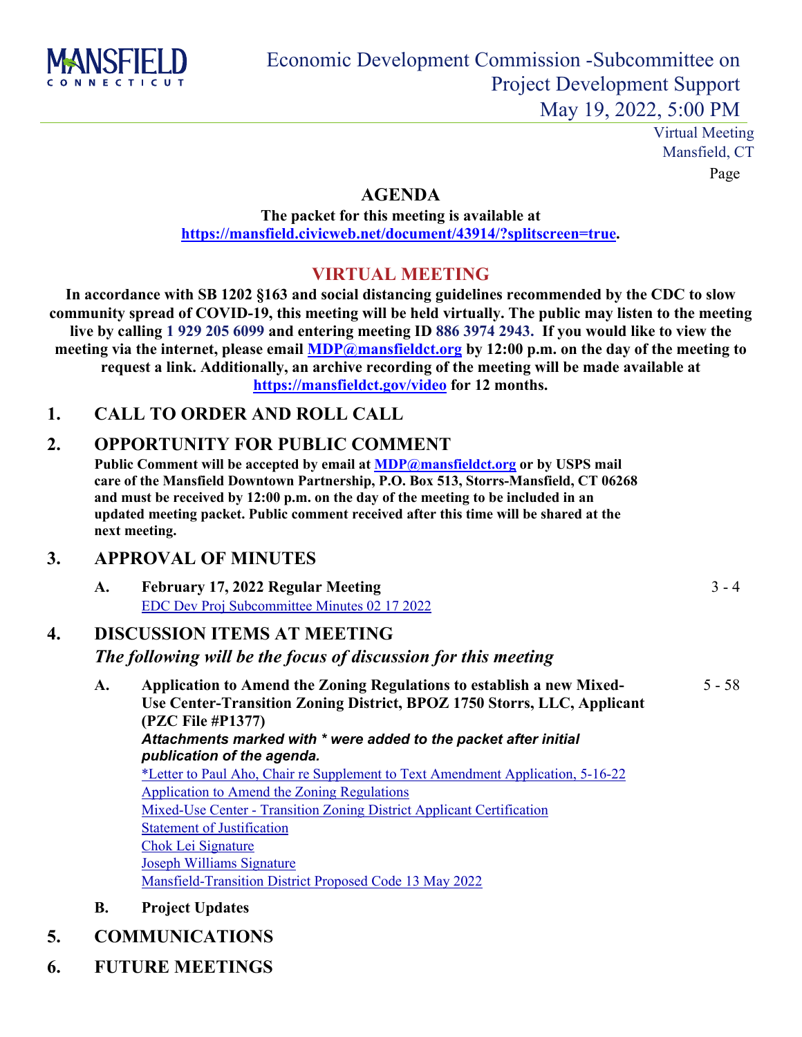MANSFIELD CONNECTICUT

# Economic Development Commission -Subcommittee on Project Development Support

May 19, 2022, 5:00 PM

Virtual Meeting
Mansfield, CT

Page

## AGENDA

**The packet for this meeting is available at [https://mansfield.civicweb.net/document/43914/?splitscreen=true](https://mansfield.civicweb.net/document/43914/?splitscreen=true).**

## VIRTUAL MEETING

**In accordance with SB 1202 §163 and social distancing guidelines recommended by the CDC to slow community spread of COVID-19, this meeting will be held virtually. The public may listen to the meeting live by calling 1 929 205 6099 and entering meeting ID 886 3974 2943. If you would like to view the meeting via the internet, please email [MDP@mansfieldct.org](mailto:MDP@mansfieldct.org) by 12:00 p.m. on the day of the meeting to request a link. Additionally, an archive recording of the meeting will be made available at [https://mansfieldct.gov/video](https://mansfieldct.gov/video) for 12 months.**

## 1. CALL TO ORDER AND ROLL CALL

## 2. OPPORTUNITY FOR PUBLIC COMMENT

**Public Comment will be accepted by email at [MDP@mansfieldct.org](mailto:MDP@mansfieldct.org) or by USPS mail care of the Mansfield Downtown Partnership, P.O. Box 513, Storrs-Mansfield, CT 06268 and must be received by 12:00 p.m. on the day of the meeting to be included in an updated meeting packet. Public comment received after this time will be shared at the next meeting.**

## 3. APPROVAL OF MINUTES

**A. February 17, 2022 Regular Meeting** — 3 - 4

EDC Dev Proj Subcommittee Minutes 02 17 2022

## 4. DISCUSSION ITEMS AT MEETING

***The following will be the focus of discussion for this meeting***

**A. Application to Amend the Zoning Regulations to establish a new Mixed-Use Center-Transition Zoning District, BPOZ 1750 Storrs, LLC, Applicant (PZC File #P1377)** — 5 - 58

***Attachments marked with * were added to the packet after initial publication of the agenda.***

*Letter to Paul Aho, Chair re Supplement to Text Amendment Application, 5-16-22
Application to Amend the Zoning Regulations
Mixed-Use Center - Transition Zoning District Applicant Certification
Statement of Justification
Chok Lei Signature
Joseph Williams Signature
Mansfield-Transition District Proposed Code 13 May 2022

**B. Project Updates**

## 5. COMMUNICATIONS

## 6. FUTURE MEETINGS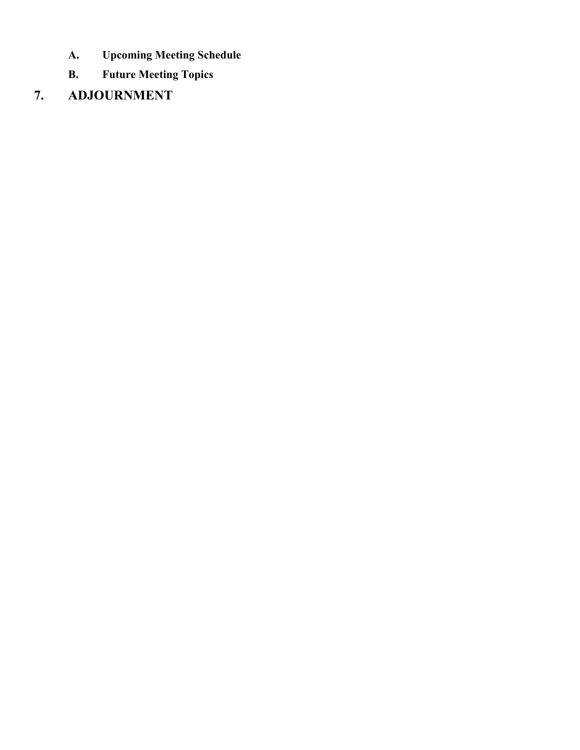**A. Upcoming Meeting Schedule**

**B. Future Meeting Topics**

## 7. ADJOURNMENT